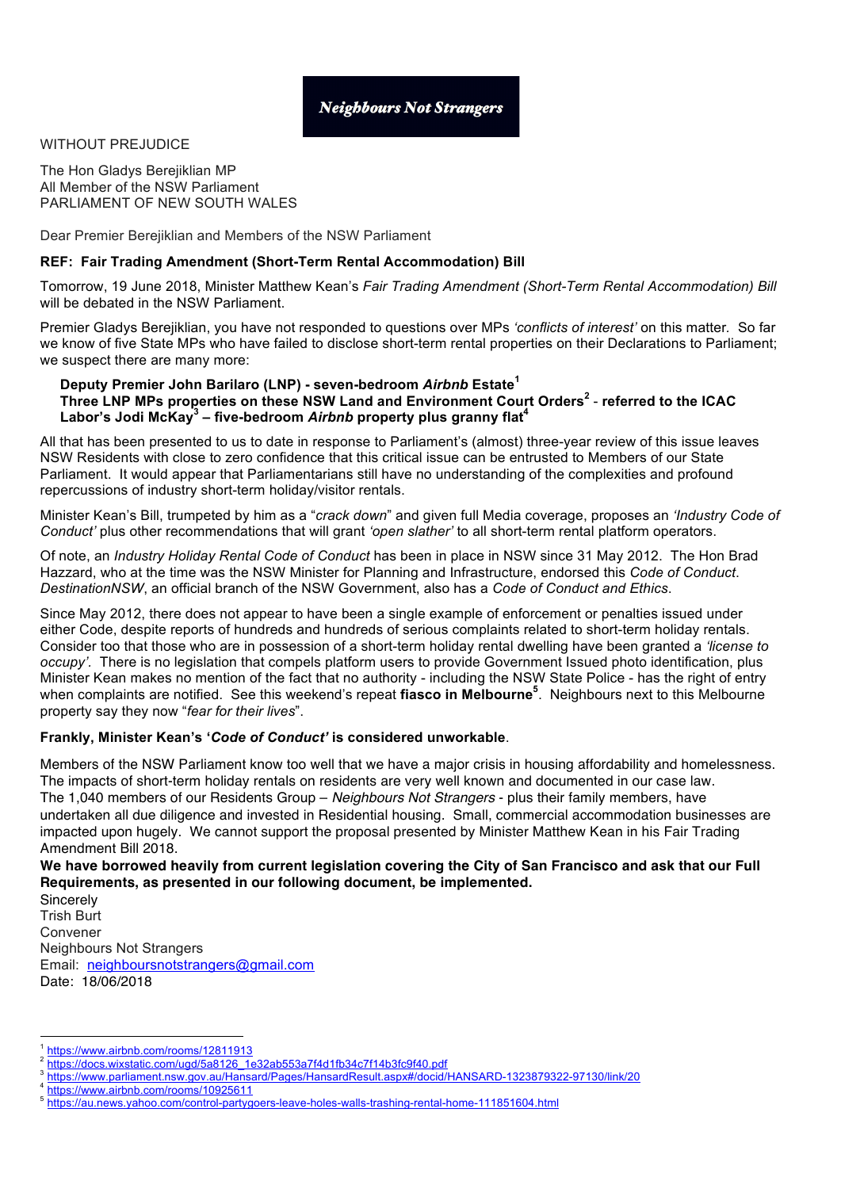**Neighbours Not Strangers**

WITHOUT PREJUDICE

The Hon Gladys Berejiklian MP
All Member of the NSW Parliament
PARLIAMENT OF NEW SOUTH WALES

Dear Premier Berejiklian and Members of the NSW Parliament

**REF: Fair Trading Amendment (Short-Term Rental Accommodation) Bill**

Tomorrow, 19 June 2018, Minister Matthew Kean's *Fair Trading Amendment (Short-Term Rental Accommodation) Bill* will be debated in the NSW Parliament.

Premier Gladys Berejiklian, you have not responded to questions over MPs *'conflicts of interest'* on this matter. So far we know of five State MPs who have failed to disclose short-term rental properties on their Declarations to Parliament; we suspect there are many more:

> **Deputy Premier John Barilaro (LNP) - seven-bedroom *Airbnb* Estate**[1]
> **Three LNP MPs properties on these NSW Land and Environment Court Orders**[2] **- referred to the ICAC**
> **Labor's Jodi McKay**[3] **– five-bedroom *Airbnb* property plus granny flat**[4]

All that has been presented to us to date in response to Parliament's (almost) three-year review of this issue leaves NSW Residents with close to zero confidence that this critical issue can be entrusted to Members of our State Parliament. It would appear that Parliamentarians still have no understanding of the complexities and profound repercussions of industry short-term holiday/visitor rentals.

Minister Kean's Bill, trumpeted by him as a "*crack down*" and given full Media coverage, proposes an *'Industry Code of Conduct'* plus other recommendations that will grant *'open slather'* to all short-term rental platform operators.

Of note, an *Industry Holiday Rental Code of Conduct* has been in place in NSW since 31 May 2012. The Hon Brad Hazzard, who at the time was the NSW Minister for Planning and Infrastructure, endorsed this *Code of Conduct*. *DestinationNSW*, an official branch of the NSW Government, also has a *Code of Conduct and Ethics*.

Since May 2012, there does not appear to have been a single example of enforcement or penalties issued under either Code, despite reports of hundreds and hundreds of serious complaints related to short-term holiday rentals. Consider too that those who are in possession of a short-term holiday rental dwelling have been granted a *'license to occupy'*. There is no legislation that compels platform users to provide Government Issued photo identification, plus Minister Kean makes no mention of the fact that no authority - including the NSW State Police - has the right of entry when complaints are notified. See this weekend's repeat **fiasco in Melbourne**[5]. Neighbours next to this Melbourne property say they now "*fear for their lives*".

**Frankly, Minister Kean's '*Code of Conduct'* is considered unworkable**.

Members of the NSW Parliament know too well that we have a major crisis in housing affordability and homelessness. The impacts of short-term holiday rentals on residents are very well known and documented in our case law. The 1,040 members of our Residents Group – *Neighbours Not Strangers* - plus their family members, have undertaken all due diligence and invested in Residential housing. Small, commercial accommodation businesses are impacted upon hugely. We cannot support the proposal presented by Minister Matthew Kean in his Fair Trading Amendment Bill 2018.

**We have borrowed heavily from current legislation covering the City of San Francisco and ask that our Full Requirements, as presented in our following document, be implemented.**

Sincerely
Trish Burt
Convener
Neighbours Not Strangers
Email: neighboursnotstrangers@gmail.com
Date: 18/06/2018

---

[1] https://www.airbnb.com/rooms/12811913
[2] https://docs.wixstatic.com/ugd/5a8126_1e32ab553a7f4d1fb34c7f14b3fc9f40.pdf
[3] https://www.parliament.nsw.gov.au/Hansard/Pages/HansardResult.aspx#/docid/HANSARD-1323879322-97130/link/20
[4] https://www.airbnb.com/rooms/10925611
[5] https://au.news.yahoo.com/control-partygoers-leave-holes-walls-trashing-rental-home-111851604.html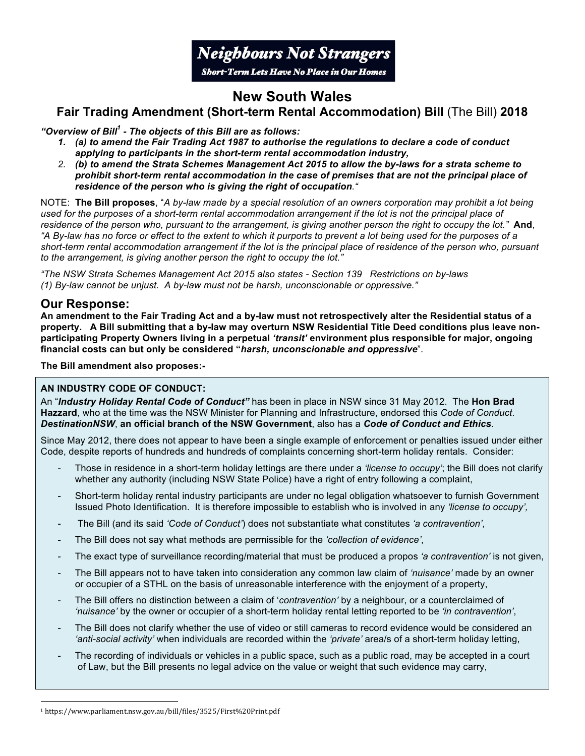**Neighbours Not Strangers**

***Short-Term Lets Have No Place in Our Homes***

# New South Wales

## Fair Trading Amendment (Short-term Rental Accommodation) Bill (The Bill) 2018

***"Overview of Bill[1] - The objects of this Bill are as follows:***

1. ***(a) to amend the Fair Trading Act 1987 to authorise the regulations to declare a code of conduct applying to participants in the short-term rental accommodation industry,***
2. ***(b) to amend the Strata Schemes Management Act 2015 to allow the by-laws for a strata scheme to prohibit short-term rental accommodation in the case of premises that are not the principal place of residence of the person who is giving the right of occupation."***

NOTE: **The Bill proposes**, "*A by-law made by a special resolution of an owners corporation may prohibit a lot being used for the purposes of a short-term rental accommodation arrangement if the lot is not the principal place of residence of the person who, pursuant to the arrangement, is giving another person the right to occupy the lot."* **And**, *"A By-law has no force or effect to the extent to which it purports to prevent a lot being used for the purposes of a short-term rental accommodation arrangement if the lot is the principal place of residence of the person who, pursuant to the arrangement, is giving another person the right to occupy the lot."*

*"The NSW Strata Schemes Management Act 2015 also states - Section 139 Restrictions on by-laws (1) By-law cannot be unjust. A by-law must not be harsh, unconscionable or oppressive."*

## Our Response:

**An amendment to the Fair Trading Act and a by-law must not retrospectively alter the Residential status of a property. A Bill submitting that a by-law may overturn NSW Residential Title Deed conditions plus leave non-participating Property Owners living in a perpetual *'transit'* environment plus responsible for major, ongoing financial costs can but only be considered "*harsh, unconscionable and oppressive*".**

**The Bill amendment also proposes:-**

**AN INDUSTRY CODE OF CONDUCT:**

An "***Industry Holiday Rental Code of Conduct"*** has been in place in NSW since 31 May 2012. The **Hon Brad Hazzard**, who at the time was the NSW Minister for Planning and Infrastructure, endorsed this *Code of Conduct*. ***DestinationNSW***, **an official branch of the NSW Government**, also has a ***Code of Conduct and Ethics***.

Since May 2012, there does not appear to have been a single example of enforcement or penalties issued under either Code, despite reports of hundreds and hundreds of complaints concerning short-term holiday rentals. Consider:

- Those in residence in a short-term holiday lettings are there under a *'license to occupy'*; the Bill does not clarify whether any authority (including NSW State Police) have a right of entry following a complaint,
- Short-term holiday rental industry participants are under no legal obligation whatsoever to furnish Government Issued Photo Identification. It is therefore impossible to establish who is involved in any *'license to occupy',*
- The Bill (and its said *'Code of Conduct'*) does not substantiate what constitutes *'a contravention'*,
- The Bill does not say what methods are permissible for the *'collection of evidence'*,
- The exact type of surveillance recording/material that must be produced a propos *'a contravention'* is not given,
- The Bill appears not to have taken into consideration any common law claim of *'nuisance'* made by an owner or occupier of a STHL on the basis of unreasonable interference with the enjoyment of a property,
- The Bill offers no distinction between a claim of '*contravention'* by a neighbour, or a counterclaimed of *'nuisance'* by the owner or occupier of a short-term holiday rental letting reported to be *'in contravention'*,
- The Bill does not clarify whether the use of video or still cameras to record evidence would be considered an *'anti-social activity'* when individuals are recorded within the *'private'* area/s of a short-term holiday letting,
- The recording of individuals or vehicles in a public space, such as a public road, may be accepted in a court of Law, but the Bill presents no legal advice on the value or weight that such evidence may carry,

---

[1] https://www.parliament.nsw.gov.au/bill/files/3525/First%20Print.pdf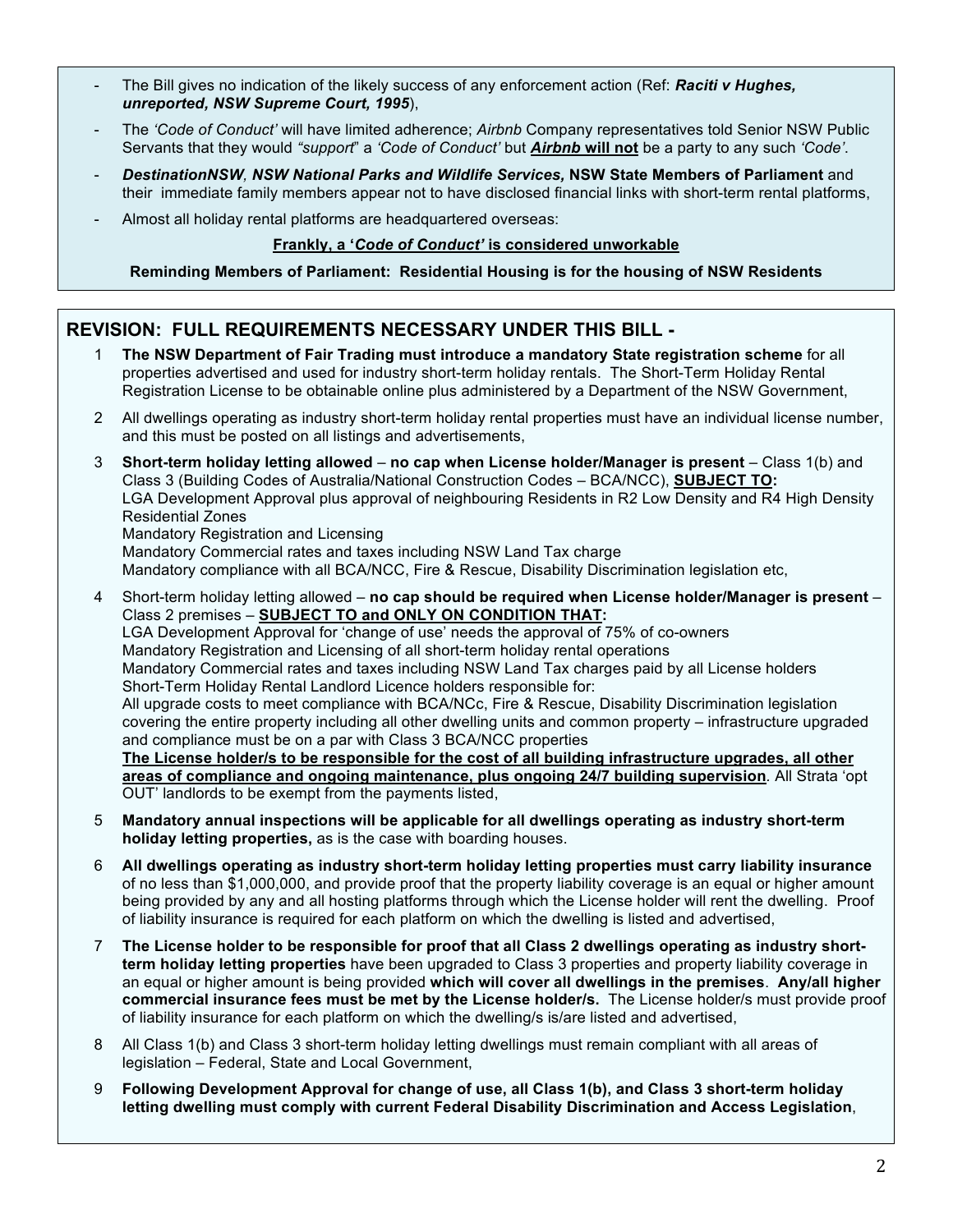- The Bill gives no indication of the likely success of any enforcement action (Ref: ***Raciti v Hughes, unreported, NSW Supreme Court, 1995***),
- The *'Code of Conduct'* will have limited adherence; *Airbnb* Company representatives told Senior NSW Public Servants that they would *"support"* a *'Code of Conduct'* but ***Airbnb* will not** be a party to any such *'Code'*.
- ***DestinationNSW**, **NSW National Parks and Wildlife Services,*** **NSW State Members of Parliament** and their immediate family members appear not to have disclosed financial links with short-term rental platforms,
- Almost all holiday rental platforms are headquartered overseas:

**Frankly, a '*Code of Conduct'* is considered unworkable**

**Reminding Members of Parliament: Residential Housing is for the housing of NSW Residents**

## REVISION: FULL REQUIREMENTS NECESSARY UNDER THIS BILL -

1. **The NSW Department of Fair Trading must introduce a mandatory State registration scheme** for all properties advertised and used for industry short-term holiday rentals. The Short-Term Holiday Rental Registration License to be obtainable online plus administered by a Department of the NSW Government,

2. All dwellings operating as industry short-term holiday rental properties must have an individual license number, and this must be posted on all listings and advertisements,

3. **Short-term holiday letting allowed** – **no cap when License holder/Manager is present** – Class 1(b) and Class 3 (Building Codes of Australia/National Construction Codes – BCA/NCC), **SUBJECT TO:**
   LGA Development Approval plus approval of neighbouring Residents in R2 Low Density and R4 High Density Residential Zones
   Mandatory Registration and Licensing
   Mandatory Commercial rates and taxes including NSW Land Tax charge
   Mandatory compliance with all BCA/NCC, Fire & Rescue, Disability Discrimination legislation etc,

4. Short-term holiday letting allowed – **no cap should be required when License holder/Manager is present** – Class 2 premises – **SUBJECT TO and ONLY ON CONDITION THAT:**
   LGA Development Approval for 'change of use' needs the approval of 75% of co-owners
   Mandatory Registration and Licensing of all short-term holiday rental operations
   Mandatory Commercial rates and taxes including NSW Land Tax charges paid by all License holders
   Short-Term Holiday Rental Landlord Licence holders responsible for:
   All upgrade costs to meet compliance with BCA/NCc, Fire & Rescue, Disability Discrimination legislation covering the entire property including all other dwelling units and common property – infrastructure upgraded and compliance must be on a par with Class 3 BCA/NCC properties
   **The License holder/s to be responsible for the cost of all building infrastructure upgrades, all other areas of compliance and ongoing maintenance, plus ongoing 24/7 building supervision**. All Strata 'opt OUT' landlords to be exempt from the payments listed,

5. **Mandatory annual inspections will be applicable for all dwellings operating as industry short-term holiday letting properties,** as is the case with boarding houses.

6. **All dwellings operating as industry short-term holiday letting properties must carry liability insurance** of no less than $1,000,000, and provide proof that the property liability coverage is an equal or higher amount being provided by any and all hosting platforms through which the License holder will rent the dwelling. Proof of liability insurance is required for each platform on which the dwelling is listed and advertised,

7. **The License holder to be responsible for proof that all Class 2 dwellings operating as industry short-term holiday letting properties** have been upgraded to Class 3 properties and property liability coverage in an equal or higher amount is being provided **which will cover all dwellings in the premises**. **Any/all higher commercial insurance fees must be met by the License holder/s.** The License holder/s must provide proof of liability insurance for each platform on which the dwelling/s is/are listed and advertised,

8. All Class 1(b) and Class 3 short-term holiday letting dwellings must remain compliant with all areas of legislation – Federal, State and Local Government,

9. **Following Development Approval for change of use, all Class 1(b), and Class 3 short-term holiday letting dwelling must comply with current Federal Disability Discrimination and Access Legislation**,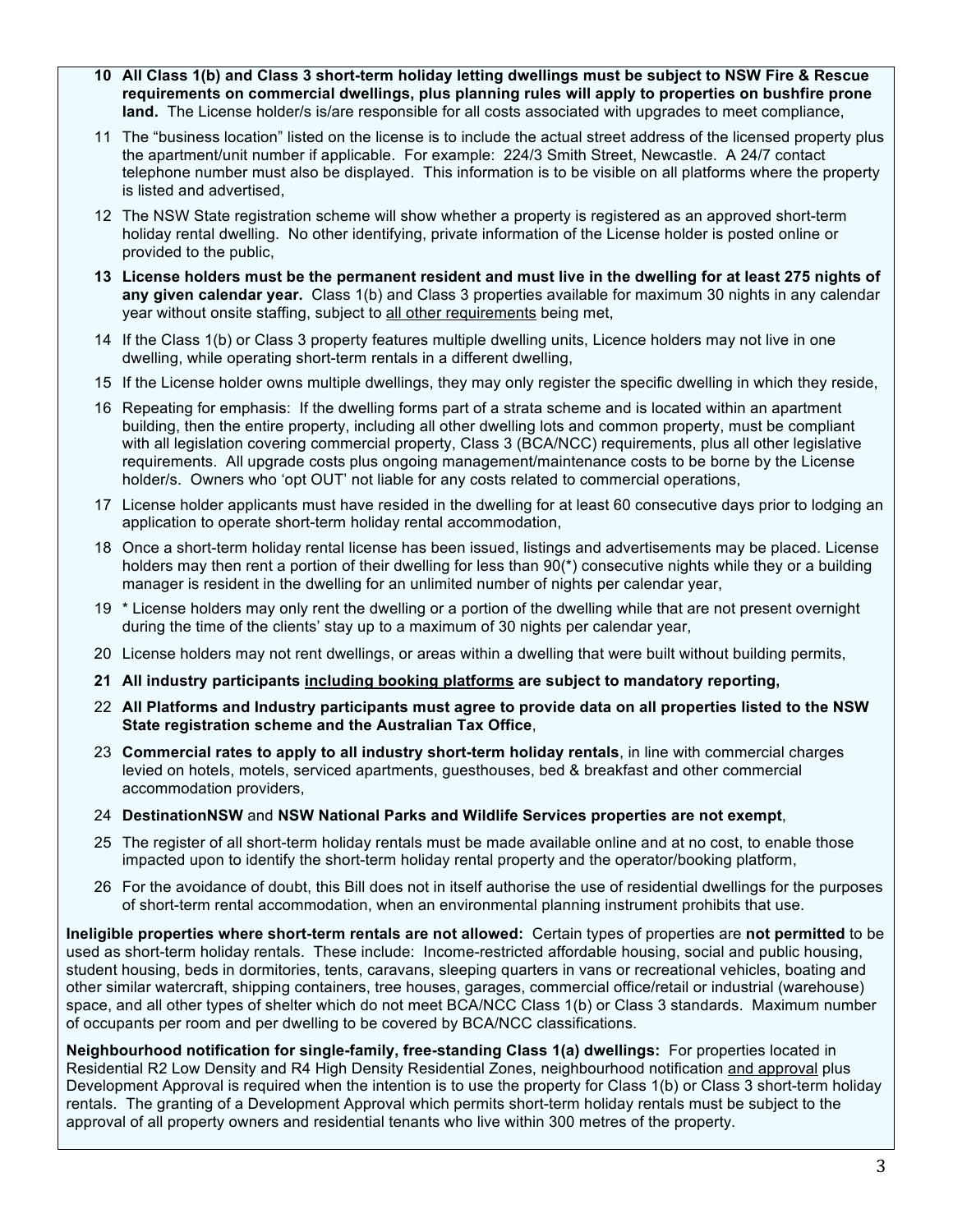10. **All Class 1(b) and Class 3 short-term holiday letting dwellings must be subject to NSW Fire & Rescue requirements on commercial dwellings, plus planning rules will apply to properties on bushfire prone land.** The License holder/s is/are responsible for all costs associated with upgrades to meet compliance,
11. The "business location" listed on the license is to include the actual street address of the licensed property plus the apartment/unit number if applicable. For example: 224/3 Smith Street, Newcastle. A 24/7 contact telephone number must also be displayed. This information is to be visible on all platforms where the property is listed and advertised,
12. The NSW State registration scheme will show whether a property is registered as an approved short-term holiday rental dwelling. No other identifying, private information of the License holder is posted online or provided to the public,
13. **License holders must be the permanent resident and must live in the dwelling for at least 275 nights of any given calendar year.** Class 1(b) and Class 3 properties available for maximum 30 nights in any calendar year without onsite staffing, subject to <u>all other requirements</u> being met,
14. If the Class 1(b) or Class 3 property features multiple dwelling units, Licence holders may not live in one dwelling, while operating short-term rentals in a different dwelling,
15. If the License holder owns multiple dwellings, they may only register the specific dwelling in which they reside,
16. Repeating for emphasis: If the dwelling forms part of a strata scheme and is located within an apartment building, then the entire property, including all other dwelling lots and common property, must be compliant with all legislation covering commercial property, Class 3 (BCA/NCC) requirements, plus all other legislative requirements. All upgrade costs plus ongoing management/maintenance costs to be borne by the License holder/s. Owners who 'opt OUT' not liable for any costs related to commercial operations,
17. License holder applicants must have resided in the dwelling for at least 60 consecutive days prior to lodging an application to operate short-term holiday rental accommodation,
18. Once a short-term holiday rental license has been issued, listings and advertisements may be placed. License holders may then rent a portion of their dwelling for less than 90(*) consecutive nights while they or a building manager is resident in the dwelling for an unlimited number of nights per calendar year,
19. * License holders may only rent the dwelling or a portion of the dwelling while that are not present overnight during the time of the clients' stay up to a maximum of 30 nights per calendar year,
20. License holders may not rent dwellings, or areas within a dwelling that were built without building permits,
21. **All industry participants <u>including booking platforms</u> are subject to mandatory reporting,**
22. **All Platforms and Industry participants must agree to provide data on all properties listed to the NSW State registration scheme and the Australian Tax Office**,
23. **Commercial rates to apply to all industry short-term holiday rentals**, in line with commercial charges levied on hotels, motels, serviced apartments, guesthouses, bed & breakfast and other commercial accommodation providers,
24. **DestinationNSW** and **NSW National Parks and Wildlife Services properties are not exempt**,
25. The register of all short-term holiday rentals must be made available online and at no cost, to enable those impacted upon to identify the short-term holiday rental property and the operator/booking platform,
26. For the avoidance of doubt, this Bill does not in itself authorise the use of residential dwellings for the purposes of short-term rental accommodation, when an environmental planning instrument prohibits that use.

**Ineligible properties where short-term rentals are not allowed:** Certain types of properties are **not permitted** to be used as short-term holiday rentals. These include: Income-restricted affordable housing, social and public housing, student housing, beds in dormitories, tents, caravans, sleeping quarters in vans or recreational vehicles, boating and other similar watercraft, shipping containers, tree houses, garages, commercial office/retail or industrial (warehouse) space, and all other types of shelter which do not meet BCA/NCC Class 1(b) or Class 3 standards. Maximum number of occupants per room and per dwelling to be covered by BCA/NCC classifications.

**Neighbourhood notification for single-family, free-standing Class 1(a) dwellings:** For properties located in Residential R2 Low Density and R4 High Density Residential Zones, neighbourhood notification <u>and approval</u> plus Development Approval is required when the intention is to use the property for Class 1(b) or Class 3 short-term holiday rentals. The granting of a Development Approval which permits short-term holiday rentals must be subject to the approval of all property owners and residential tenants who live within 300 metres of the property.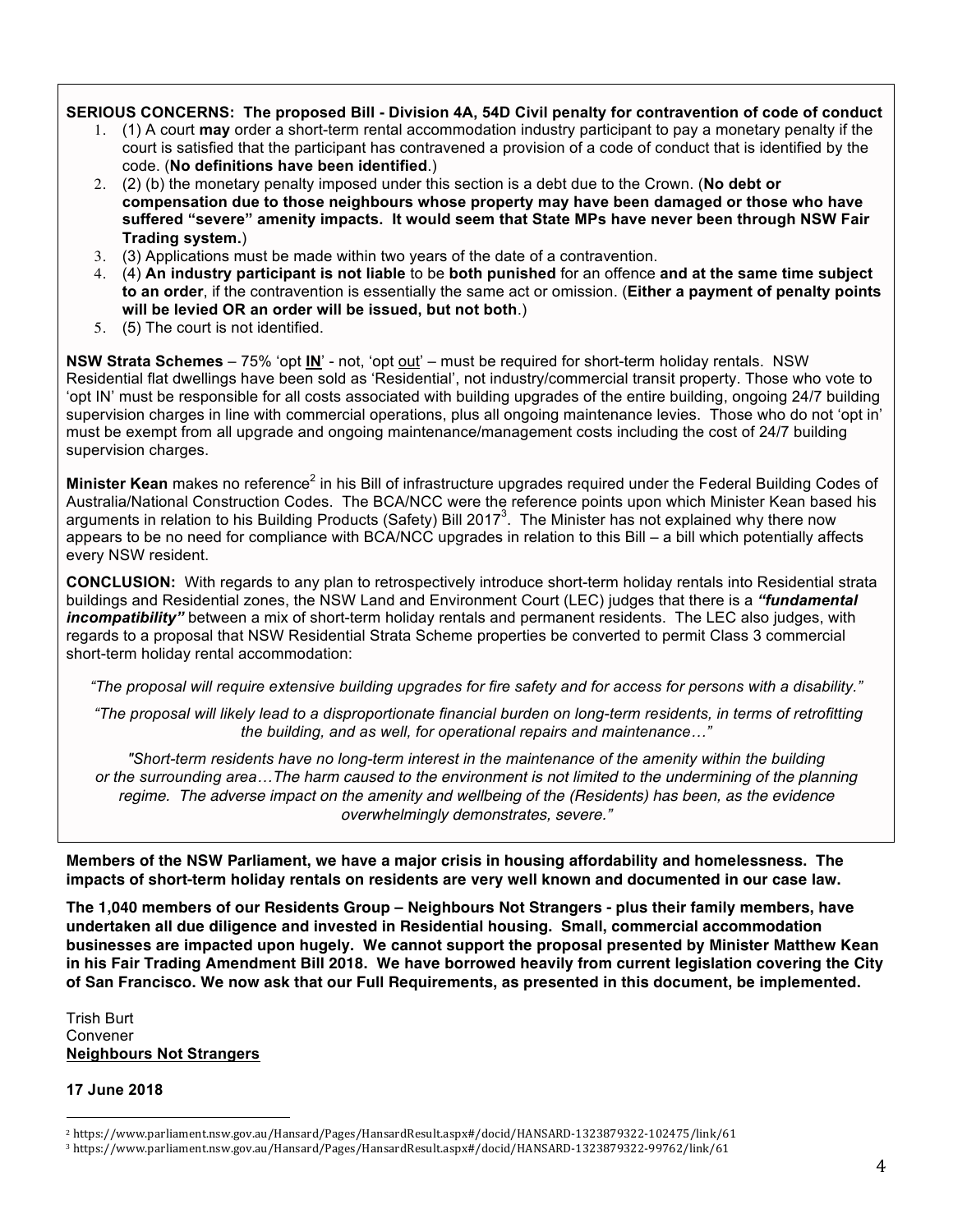**SERIOUS CONCERNS: The proposed Bill - Division 4A, 54D Civil penalty for contravention of code of conduct**

1. (1) A court **may** order a short-term rental accommodation industry participant to pay a monetary penalty if the court is satisfied that the participant has contravened a provision of a code of conduct that is identified by the code. (**No definitions have been identified**.)
2. (2) (b) the monetary penalty imposed under this section is a debt due to the Crown. (**No debt or compensation due to those neighbours whose property may have been damaged or those who have suffered "severe" amenity impacts. It would seem that State MPs have never been through NSW Fair Trading system.**)
3. (3) Applications must be made within two years of the date of a contravention.
4. (4) **An industry participant is not liable** to be **both punished** for an offence **and at the same time subject to an order**, if the contravention is essentially the same act or omission. (**Either a payment of penalty points will be levied OR an order will be issued, but not both**.)
5. (5) The court is not identified.

**NSW Strata Schemes** – 75% 'opt **IN**' - not, 'opt out' – must be required for short-term holiday rentals. NSW Residential flat dwellings have been sold as 'Residential', not industry/commercial transit property. Those who vote to 'opt IN' must be responsible for all costs associated with building upgrades of the entire building, ongoing 24/7 building supervision charges in line with commercial operations, plus all ongoing maintenance levies. Those who do not 'opt in' must be exempt from all upgrade and ongoing maintenance/management costs including the cost of 24/7 building supervision charges.

**Minister Kean** makes no reference[2] in his Bill of infrastructure upgrades required under the Federal Building Codes of Australia/National Construction Codes. The BCA/NCC were the reference points upon which Minister Kean based his arguments in relation to his Building Products (Safety) Bill 2017[3]. The Minister has not explained why there now appears to be no need for compliance with BCA/NCC upgrades in relation to this Bill – a bill which potentially affects every NSW resident.

**CONCLUSION:** With regards to any plan to retrospectively introduce short-term holiday rentals into Residential strata buildings and Residential zones, the NSW Land and Environment Court (LEC) judges that there is a ***"fundamental incompatibility"*** between a mix of short-term holiday rentals and permanent residents. The LEC also judges, with regards to a proposal that NSW Residential Strata Scheme properties be converted to permit Class 3 commercial short-term holiday rental accommodation:

*"The proposal will require extensive building upgrades for fire safety and for access for persons with a disability."*

*"The proposal will likely lead to a disproportionate financial burden on long-term residents, in terms of retrofitting the building, and as well, for operational repairs and maintenance…"*

*"Short-term residents have no long-term interest in the maintenance of the amenity within the building or the surrounding area…The harm caused to the environment is not limited to the undermining of the planning regime. The adverse impact on the amenity and wellbeing of the (Residents) has been, as the evidence overwhelmingly demonstrates, severe."*

**Members of the NSW Parliament, we have a major crisis in housing affordability and homelessness. The impacts of short-term holiday rentals on residents are very well known and documented in our case law.**

**The 1,040 members of our Residents Group – Neighbours Not Strangers - plus their family members, have undertaken all due diligence and invested in Residential housing. Small, commercial accommodation businesses are impacted upon hugely. We cannot support the proposal presented by Minister Matthew Kean in his Fair Trading Amendment Bill 2018. We have borrowed heavily from current legislation covering the City of San Francisco. We now ask that our Full Requirements, as presented in this document, be implemented.**

Trish Burt
Convener
**Neighbours Not Strangers**

**17 June 2018**

---

[2] https://www.parliament.nsw.gov.au/Hansard/Pages/HansardResult.aspx#/docid/HANSARD-1323879322-102475/link/61

[3] https://www.parliament.nsw.gov.au/Hansard/Pages/HansardResult.aspx#/docid/HANSARD-1323879322-99762/link/61